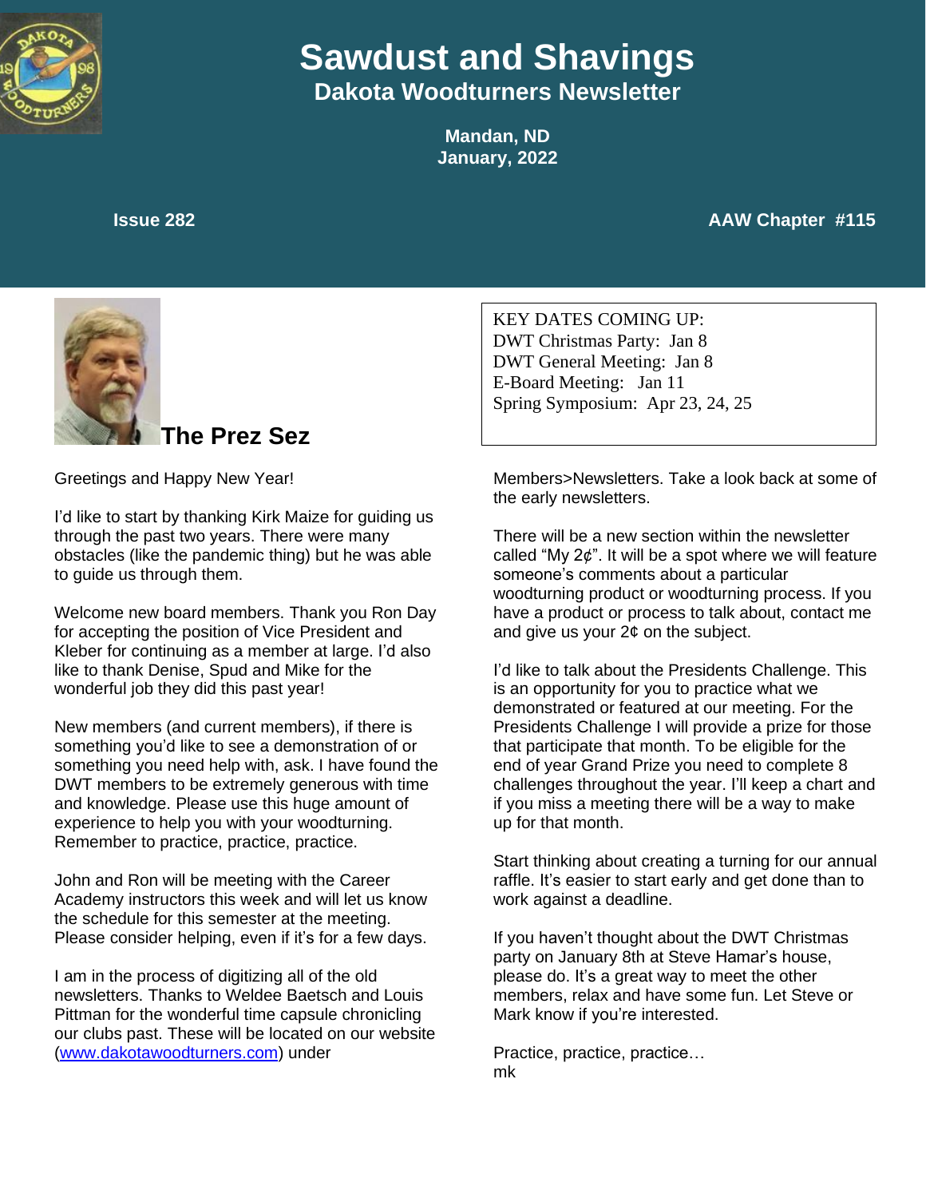# Sawdust and Shavings

## Dakota Woodturners Newsletter

**Mandan, ND**
**January, 2022**

**Issue 282** **AAW Chapter #115**

KEY DATES COMING UP:
DWT Christmas Party: Jan 8
DWT General Meeting: Jan 8
E-Board Meeting: Jan 11
Spring Symposium: Apr 23, 24, 25

## The Prez Sez

Greetings and Happy New Year!

I'd like to start by thanking Kirk Maize for guiding us through the past two years. There were many obstacles (like the pandemic thing) but he was able to guide us through them.

Welcome new board members. Thank you Ron Day for accepting the position of Vice President and Kleber for continuing as a member at large. I'd also like to thank Denise, Spud and Mike for the wonderful job they did this past year!

New members (and current members), if there is something you'd like to see a demonstration of or something you need help with, ask. I have found the DWT members to be extremely generous with time and knowledge. Please use this huge amount of experience to help you with your woodturning. Remember to practice, practice, practice.

John and Ron will be meeting with the Career Academy instructors this week and will let us know the schedule for this semester at the meeting. Please consider helping, even if it's for a few days.

I am in the process of digitizing all of the old newsletters. Thanks to Weldee Baetsch and Louis Pittman for the wonderful time capsule chronicling our clubs past. These will be located on our website ([www.dakotawoodturners.com](http://www.dakotawoodturners.com)) under Members>Newsletters. Take a look back at some of the early newsletters.

There will be a new section within the newsletter called "My 2¢". It will be a spot where we will feature someone's comments about a particular woodturning product or woodturning process. If you have a product or process to talk about, contact me and give us your 2¢ on the subject.

I'd like to talk about the Presidents Challenge. This is an opportunity for you to practice what we demonstrated or featured at our meeting. For the Presidents Challenge I will provide a prize for those that participate that month. To be eligible for the end of year Grand Prize you need to complete 8 challenges throughout the year. I'll keep a chart and if you miss a meeting there will be a way to make up for that month.

Start thinking about creating a turning for our annual raffle. It's easier to start early and get done than to work against a deadline.

If you haven't thought about the DWT Christmas party on January 8th at Steve Hamar's house, please do. It's a great way to meet the other members, relax and have some fun. Let Steve or Mark know if you're interested.

Practice, practice, practice…
mk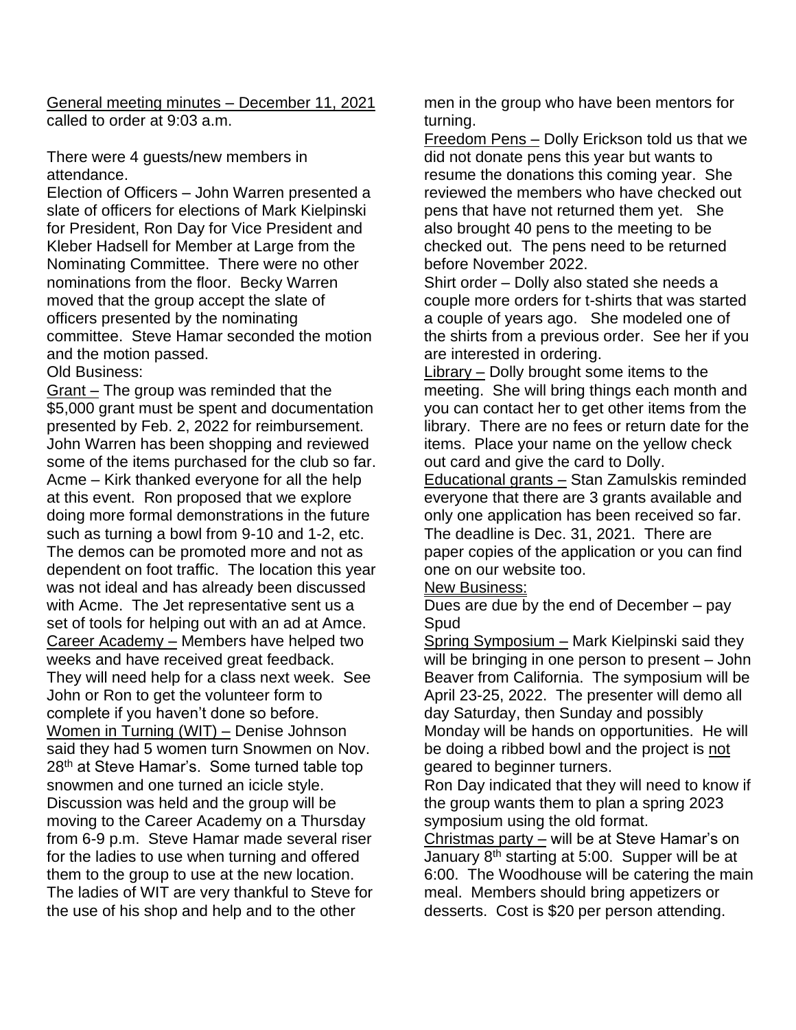General meeting minutes – December 11, 2021 called to order at 9:03 a.m.

There were 4 guests/new members in attendance.

Election of Officers – John Warren presented a slate of officers for elections of Mark Kielpinski for President, Ron Day for Vice President and Kleber Hadsell for Member at Large from the Nominating Committee. There were no other nominations from the floor. Becky Warren moved that the group accept the slate of officers presented by the nominating committee. Steve Hamar seconded the motion and the motion passed.

Old Business:

Grant – The group was reminded that the $5,000 grant must be spent and documentation presented by Feb. 2, 2022 for reimbursement. John Warren has been shopping and reviewed some of the items purchased for the club so far.

Acme – Kirk thanked everyone for all the help at this event. Ron proposed that we explore doing more formal demonstrations in the future such as turning a bowl from 9-10 and 1-2, etc. The demos can be promoted more and not as dependent on foot traffic. The location this year was not ideal and has already been discussed with Acme. The Jet representative sent us a set of tools for helping out with an ad at Amce.

Career Academy – Members have helped two weeks and have received great feedback. They will need help for a class next week. See John or Ron to get the volunteer form to complete if you haven't done so before.

Women in Turning (WIT) – Denise Johnson said they had 5 women turn Snowmen on Nov. 28th at Steve Hamar's. Some turned table top snowmen and one turned an icicle style. Discussion was held and the group will be moving to the Career Academy on a Thursday from 6-9 p.m. Steve Hamar made several riser for the ladies to use when turning and offered them to the group to use at the new location. The ladies of WIT are very thankful to Steve for the use of his shop and help and to the other men in the group who have been mentors for turning.

Freedom Pens – Dolly Erickson told us that we did not donate pens this year but wants to resume the donations this coming year. She reviewed the members who have checked out pens that have not returned them yet. She also brought 40 pens to the meeting to be checked out. The pens need to be returned before November 2022.

Shirt order – Dolly also stated she needs a couple more orders for t-shirts that was started a couple of years ago. She modeled one of the shirts from a previous order. See her if you are interested in ordering.

Library – Dolly brought some items to the meeting. She will bring things each month and you can contact her to get other items from the library. There are no fees or return date for the items. Place your name on the yellow check out card and give the card to Dolly.

Educational grants – Stan Zamulskis reminded everyone that there are 3 grants available and only one application has been received so far. The deadline is Dec. 31, 2021. There are paper copies of the application or you can find one on our website too.

New Business:

Dues are due by the end of December – pay Spud

Spring Symposium – Mark Kielpinski said they will be bringing in one person to present – John Beaver from California. The symposium will be April 23-25, 2022. The presenter will demo all day Saturday, then Sunday and possibly Monday will be hands on opportunities. He will be doing a ribbed bowl and the project is not geared to beginner turners.

Ron Day indicated that they will need to know if the group wants them to plan a spring 2023 symposium using the old format.

Christmas party – will be at Steve Hamar's on January 8th starting at 5:00. Supper will be at 6:00. The Woodhouse will be catering the main meal. Members should bring appetizers or desserts. Cost is $20 per person attending.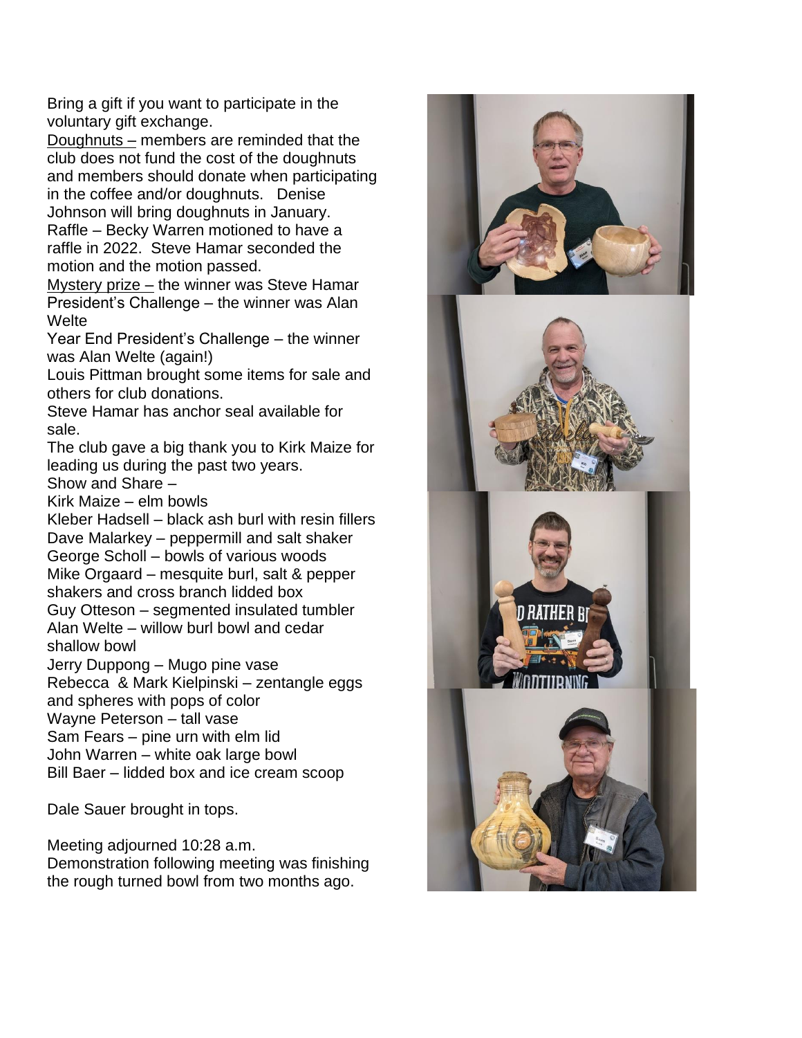Bring a gift if you want to participate in the voluntary gift exchange.

Doughnuts – members are reminded that the club does not fund the cost of the doughnuts and members should donate when participating in the coffee and/or doughnuts. Denise Johnson will bring doughnuts in January.

Raffle – Becky Warren motioned to have a raffle in 2022. Steve Hamar seconded the motion and the motion passed.

Mystery prize – the winner was Steve Hamar

President's Challenge – the winner was Alan Welte

Year End President's Challenge – the winner was Alan Welte (again!)

Louis Pittman brought some items for sale and others for club donations.

Steve Hamar has anchor seal available for sale.

The club gave a big thank you to Kirk Maize for leading us during the past two years.

Show and Share –

Kirk Maize – elm bowls
Kleber Hadsell – black ash burl with resin fillers
Dave Malarkey – peppermill and salt shaker
George Scholl – bowls of various woods
Mike Orgaard – mesquite burl, salt & pepper shakers and cross branch lidded box
Guy Otteson – segmented insulated tumbler
Alan Welte – willow burl bowl and cedar shallow bowl
Jerry Duppong – Mugo pine vase
Rebecca & Mark Kielpinski – zentangle eggs and spheres with pops of color
Wayne Peterson – tall vase
Sam Fears – pine urn with elm lid
John Warren – white oak large bowl
Bill Baer – lidded box and ice cream scoop

Dale Sauer brought in tops.

Meeting adjourned 10:28 a.m.

Demonstration following meeting was finishing the rough turned bowl from two months ago.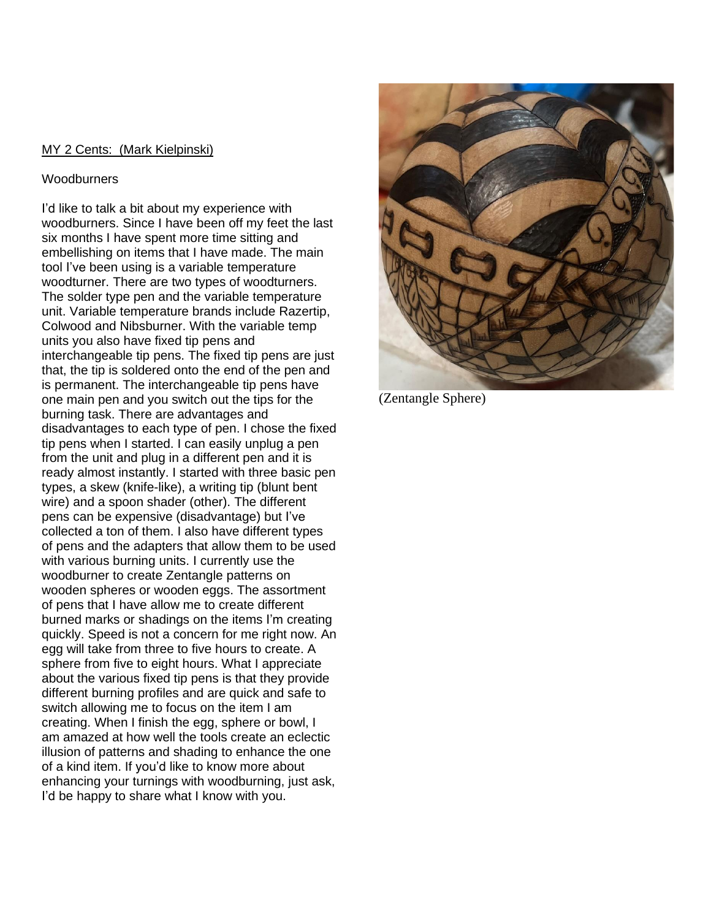MY 2 Cents: (Mark Kielpinski)

Woodburners

I'd like to talk a bit about my experience with woodburners. Since I have been off my feet the last six months I have spent more time sitting and embellishing on items that I have made. The main tool I've been using is a variable temperature woodturner. There are two types of woodturners. The solder type pen and the variable temperature unit. Variable temperature brands include Razertip, Colwood and Nibsburner. With the variable temp units you also have fixed tip pens and interchangeable tip pens. The fixed tip pens are just that, the tip is soldered onto the end of the pen and is permanent. The interchangeable tip pens have one main pen and you switch out the tips for the burning task. There are advantages and disadvantages to each type of pen. I chose the fixed tip pens when I started. I can easily unplug a pen from the unit and plug in a different pen and it is ready almost instantly. I started with three basic pen types, a skew (knife-like), a writing tip (blunt bent wire) and a spoon shader (other). The different pens can be expensive (disadvantage) but I've collected a ton of them. I also have different types of pens and the adapters that allow them to be used with various burning units. I currently use the woodburner to create Zentangle patterns on wooden spheres or wooden eggs. The assortment of pens that I have allow me to create different burned marks or shadings on the items I'm creating quickly. Speed is not a concern for me right now. An egg will take from three to five hours to create. A sphere from five to eight hours. What I appreciate about the various fixed tip pens is that they provide different burning profiles and are quick and safe to switch allowing me to focus on the item I am creating. When I finish the egg, sphere or bowl, I am amazed at how well the tools create an eclectic illusion of patterns and shading to enhance the one of a kind item. If you'd like to know more about enhancing your turnings with woodburning, just ask, I'd be happy to share what I know with you.

(Zentangle Sphere)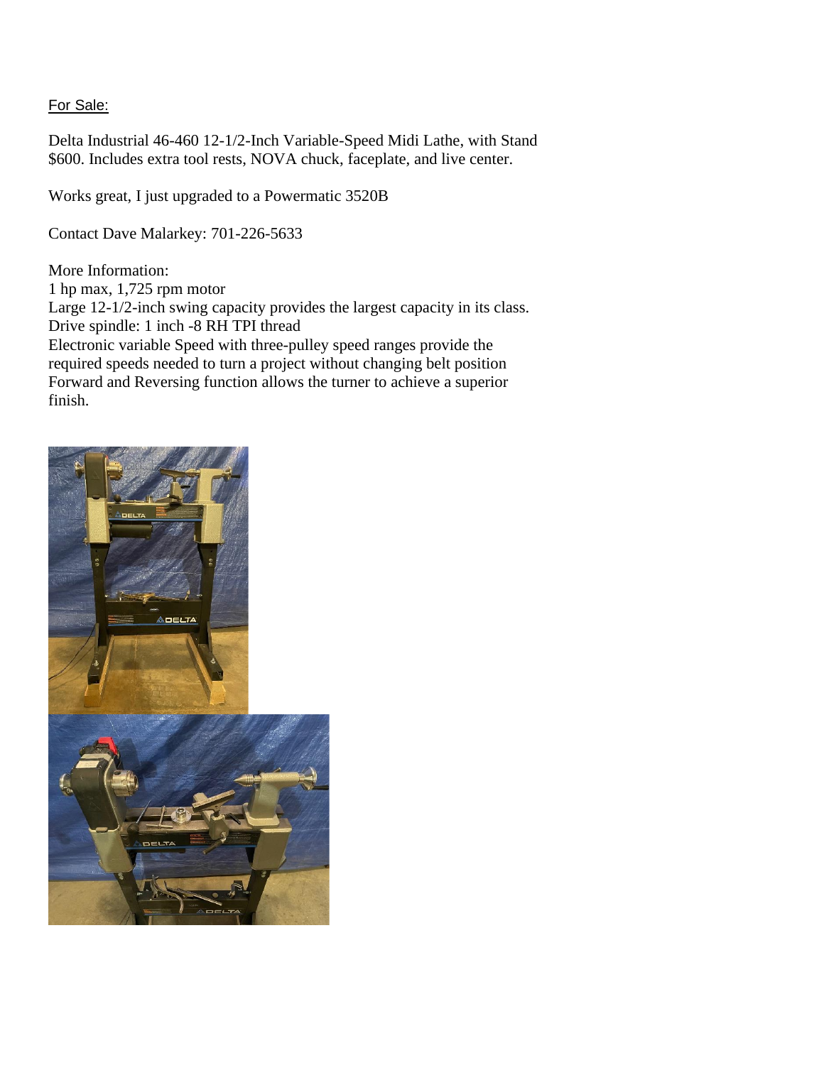For Sale:

Delta Industrial 46-460 12-1/2-Inch Variable-Speed Midi Lathe, with Stand
$600. Includes extra tool rests, NOVA chuck, faceplate, and live center.

Works great, I just upgraded to a Powermatic 3520B

Contact Dave Malarkey: 701-226-5633

More Information:
1 hp max, 1,725 rpm motor
Large 12-1/2-inch swing capacity provides the largest capacity in its class.
Drive spindle: 1 inch -8 RH TPI thread
Electronic variable Speed with three-pulley speed ranges provide the required speeds needed to turn a project without changing belt position
Forward and Reversing function allows the turner to achieve a superior finish.